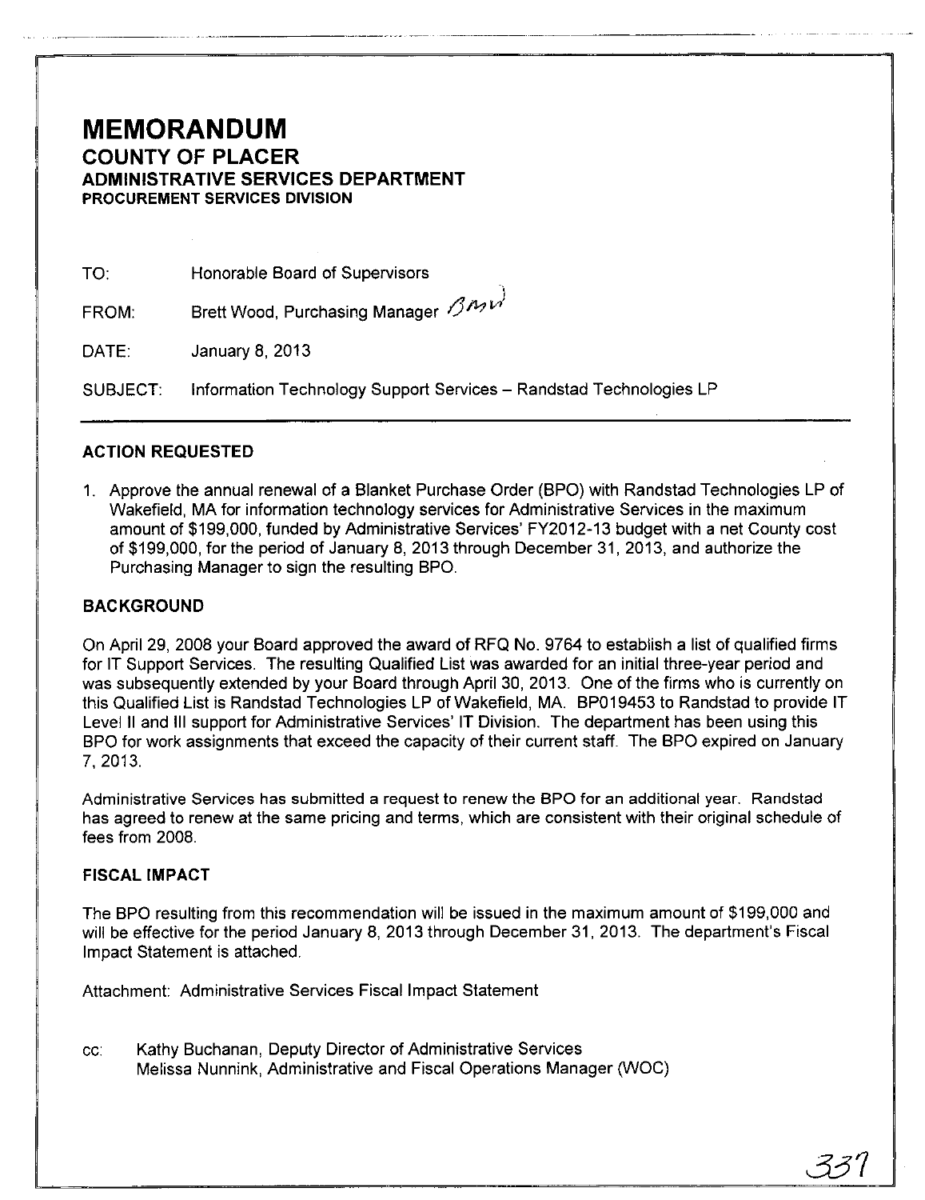# MEMORANDUM

## COUNTY OF PLACER

### ADMINISTRATIVE SERVICES DEPARTMENT

**PROCUREMENT SERVICES DIVISION**

TO: Honorable Board of Supervisors

FROM: Brett Wood, Purchasing Manager *BMW*

DATE: January 8, 2013

SUBJECT: Information Technology Support Services – Randstad Technologies LP

---

## ACTION REQUESTED

1. Approve the annual renewal of a Blanket Purchase Order (BPO) with Randstad Technologies LP of Wakefield, MA for information technology services for Administrative Services in the maximum amount of $199,000, funded by Administrative Services' FY2012-13 budget with a net County cost of $199,000, for the period of January 8, 2013 through December 31, 2013, and authorize the Purchasing Manager to sign the resulting BPO.

## BACKGROUND

On April 29, 2008 your Board approved the award of RFQ No. 9764 to establish a list of qualified firms for IT Support Services. The resulting Qualified List was awarded for an initial three-year period and was subsequently extended by your Board through April 30, 2013. One of the firms who is currently on this Qualified List is Randstad Technologies LP of Wakefield, MA. BP019453 to Randstad to provide IT Level II and III support for Administrative Services' IT Division. The department has been using this BPO for work assignments that exceed the capacity of their current staff. The BPO expired on January 7, 2013.

Administrative Services has submitted a request to renew the BPO for an additional year. Randstad has agreed to renew at the same pricing and terms, which are consistent with their original schedule of fees from 2008.

## FISCAL IMPACT

The BPO resulting from this recommendation will be issued in the maximum amount of $199,000 and will be effective for the period January 8, 2013 through December 31, 2013. The department's Fiscal Impact Statement is attached.

Attachment: Administrative Services Fiscal Impact Statement

cc: Kathy Buchanan, Deputy Director of Administrative Services
Melissa Nunnink, Administrative and Fiscal Operations Manager (WOC)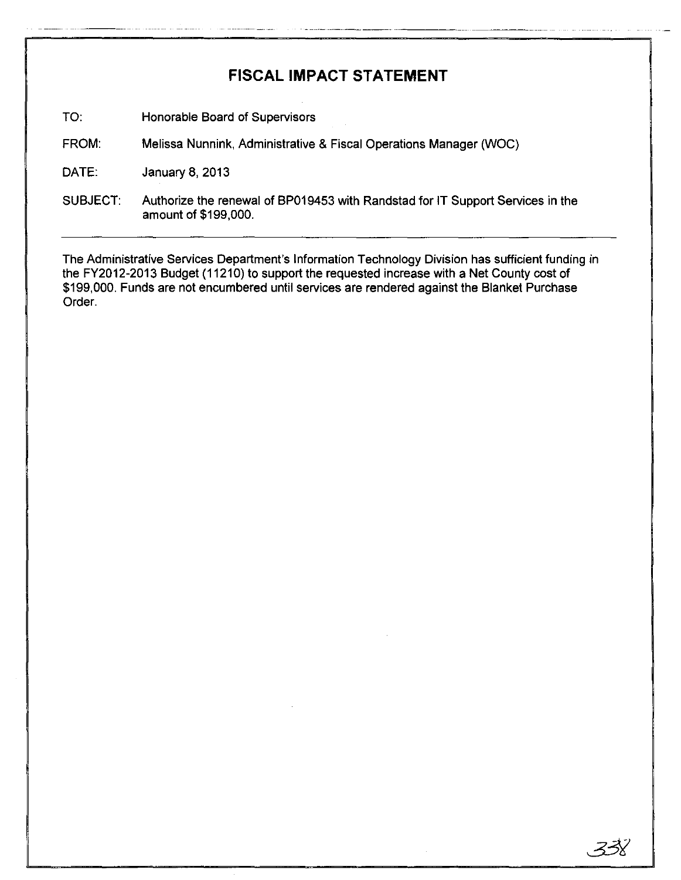# FISCAL IMPACT STATEMENT

TO: Honorable Board of Supervisors

FROM: Melissa Nunnink, Administrative & Fiscal Operations Manager (WOC)

DATE: January 8, 2013

SUBJECT: Authorize the renewal of BP019453 with Randstad for IT Support Services in the amount of $199,000.

---

The Administrative Services Department's Information Technology Division has sufficient funding in the FY2012-2013 Budget (11210) to support the requested increase with a Net County cost of $199,000. Funds are not encumbered until services are rendered against the Blanket Purchase Order.